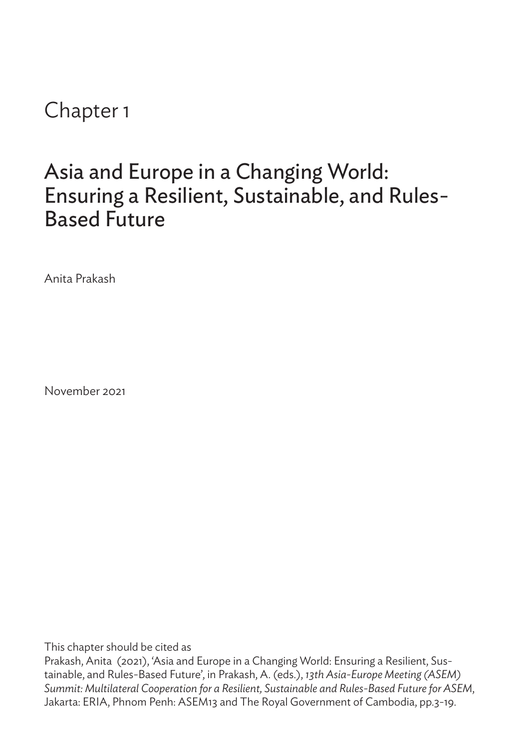# Chapter 1

## Asia and Europe in a Changing World: Ensuring a Resilient, Sustainable, and Rules-Based Future

Anita Prakash

November 2021

This chapter should be cited as

Prakash, Anita (2021), 'Asia and Europe in a Changing World: Ensuring a Resilient, Sustainable, and Rules-Based Future', in Prakash, A. (eds.), *13th Asia-Europe Meeting (ASEM) Summit: Multilateral Cooperation for a Resilient, Sustainable and Rules-Based Future for ASEM*, Jakarta: ERIA, Phnom Penh: ASEM13 and The Royal Government of Cambodia, pp.3-19.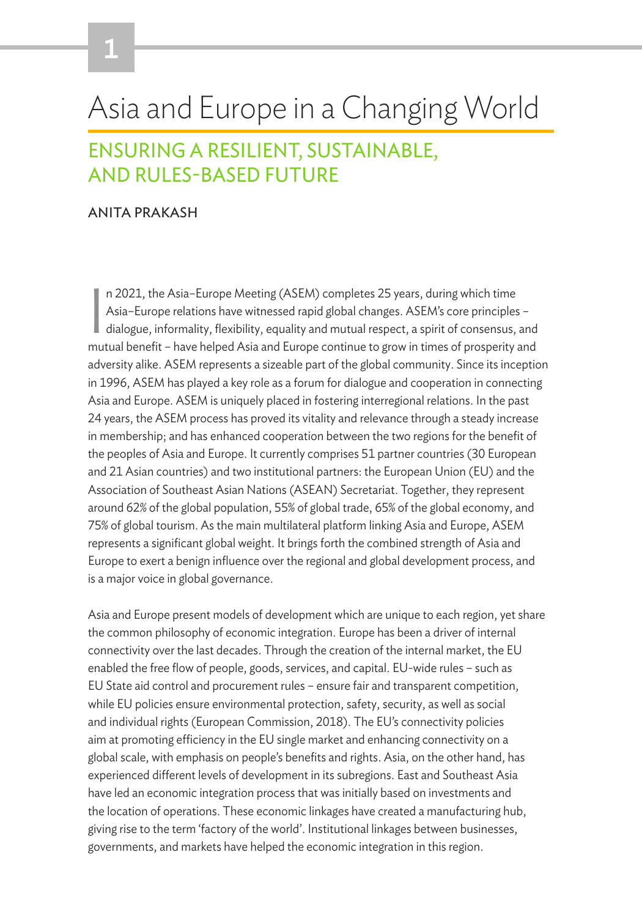# 1

# Asia and Europe in a Changing World

## ENSURING A RESILIENT, SUSTAINABLE, AND RULES-BASED FUTURE

ANITA PRAKASH

In 2021, the Asia–Europe Meeting (ASEM) completes 25 years, during which time Asia–Europe relations have witnessed rapid global changes. ASEM's core principles – dialogue, informality, flexibility, equality and mutual respect, a spirit of consensus, and mutual benefit – have helped Asia and Europe continue to grow in times of prosperity and adversity alike. ASEM represents a sizeable part of the global community. Since its inception in 1996, ASEM has played a key role as a forum for dialogue and cooperation in connecting Asia and Europe. ASEM is uniquely placed in fostering interregional relations. In the past 24 years, the ASEM process has proved its vitality and relevance through a steady increase in membership; and has enhanced cooperation between the two regions for the benefit of the peoples of Asia and Europe. It currently comprises 51 partner countries (30 European and 21 Asian countries) and two institutional partners: the European Union (EU) and the Association of Southeast Asian Nations (ASEAN) Secretariat. Together, they represent around 62% of the global population, 55% of global trade, 65% of the global economy, and 75% of global tourism. As the main multilateral platform linking Asia and Europe, ASEM represents a significant global weight. It brings forth the combined strength of Asia and Europe to exert a benign influence over the regional and global development process, and is a major voice in global governance.

Asia and Europe present models of development which are unique to each region, yet share the common philosophy of economic integration. Europe has been a driver of internal connectivity over the last decades. Through the creation of the internal market, the EU enabled the free flow of people, goods, services, and capital. EU-wide rules – such as EU State aid control and procurement rules – ensure fair and transparent competition, while EU policies ensure environmental protection, safety, security, as well as social and individual rights (European Commission, 2018). The EU's connectivity policies aim at promoting efficiency in the EU single market and enhancing connectivity on a global scale, with emphasis on people's benefits and rights. Asia, on the other hand, has experienced different levels of development in its subregions. East and Southeast Asia have led an economic integration process that was initially based on investments and the location of operations. These economic linkages have created a manufacturing hub, giving rise to the term 'factory of the world'. Institutional linkages between businesses, governments, and markets have helped the economic integration in this region.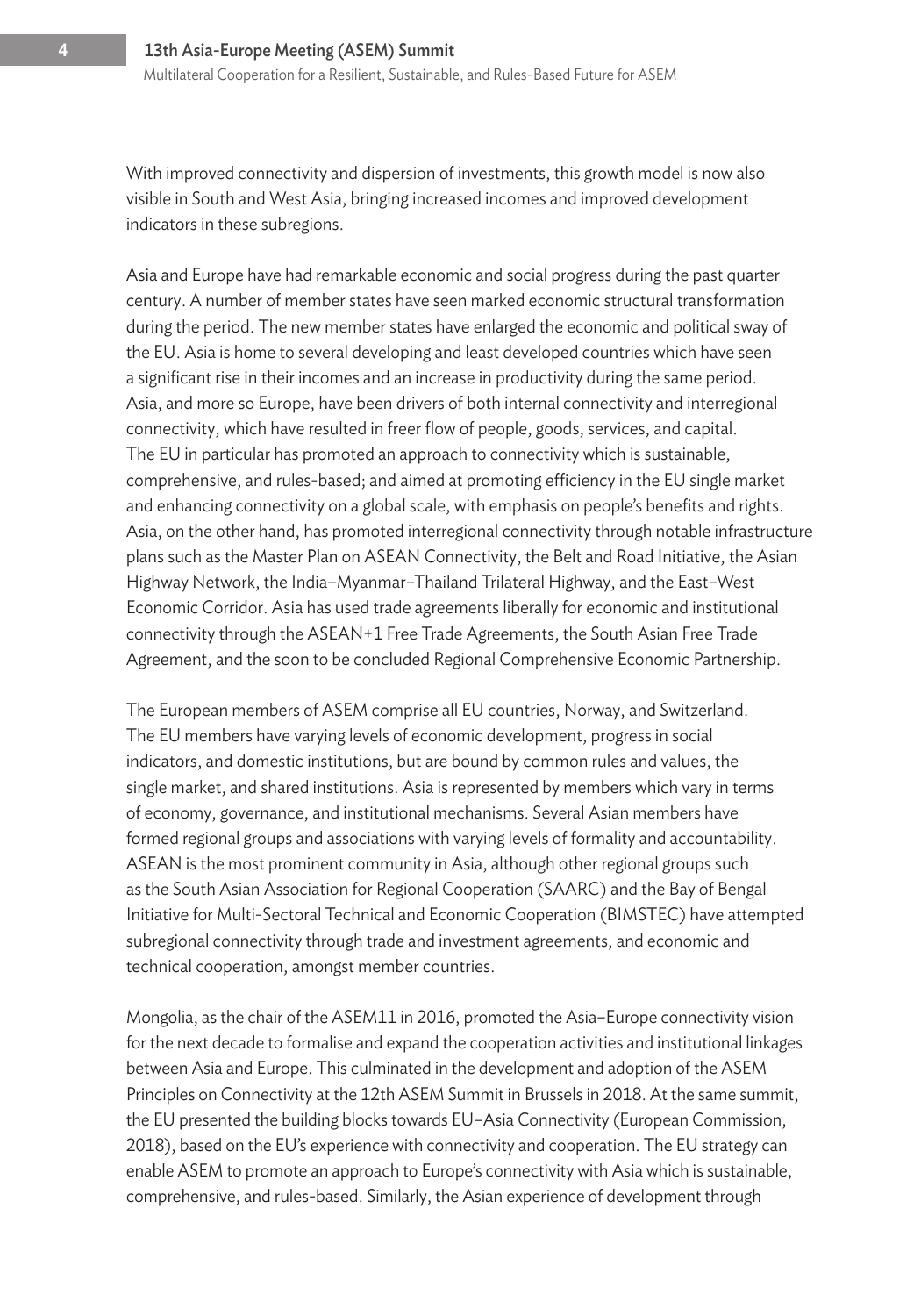With improved connectivity and dispersion of investments, this growth model is now also visible in South and West Asia, bringing increased incomes and improved development indicators in these subregions.

Asia and Europe have had remarkable economic and social progress during the past quarter century. A number of member states have seen marked economic structural transformation during the period. The new member states have enlarged the economic and political sway of the EU. Asia is home to several developing and least developed countries which have seen a significant rise in their incomes and an increase in productivity during the same period. Asia, and more so Europe, have been drivers of both internal connectivity and interregional connectivity, which have resulted in freer flow of people, goods, services, and capital. The EU in particular has promoted an approach to connectivity which is sustainable, comprehensive, and rules-based; and aimed at promoting efficiency in the EU single market and enhancing connectivity on a global scale, with emphasis on people's benefits and rights. Asia, on the other hand, has promoted interregional connectivity through notable infrastructure plans such as the Master Plan on ASEAN Connectivity, the Belt and Road Initiative, the Asian Highway Network, the India–Myanmar–Thailand Trilateral Highway, and the East–West Economic Corridor. Asia has used trade agreements liberally for economic and institutional connectivity through the ASEAN+1 Free Trade Agreements, the South Asian Free Trade Agreement, and the soon to be concluded Regional Comprehensive Economic Partnership.

The European members of ASEM comprise all EU countries, Norway, and Switzerland. The EU members have varying levels of economic development, progress in social indicators, and domestic institutions, but are bound by common rules and values, the single market, and shared institutions. Asia is represented by members which vary in terms of economy, governance, and institutional mechanisms. Several Asian members have formed regional groups and associations with varying levels of formality and accountability. ASEAN is the most prominent community in Asia, although other regional groups such as the South Asian Association for Regional Cooperation (SAARC) and the Bay of Bengal Initiative for Multi-Sectoral Technical and Economic Cooperation (BIMSTEC) have attempted subregional connectivity through trade and investment agreements, and economic and technical cooperation, amongst member countries.

Mongolia, as the chair of the ASEM11 in 2016, promoted the Asia–Europe connectivity vision for the next decade to formalise and expand the cooperation activities and institutional linkages between Asia and Europe. This culminated in the development and adoption of the ASEM Principles on Connectivity at the 12th ASEM Summit in Brussels in 2018. At the same summit, the EU presented the building blocks towards EU–Asia Connectivity (European Commission, 2018), based on the EU's experience with connectivity and cooperation. The EU strategy can enable ASEM to promote an approach to Europe's connectivity with Asia which is sustainable, comprehensive, and rules-based. Similarly, the Asian experience of development through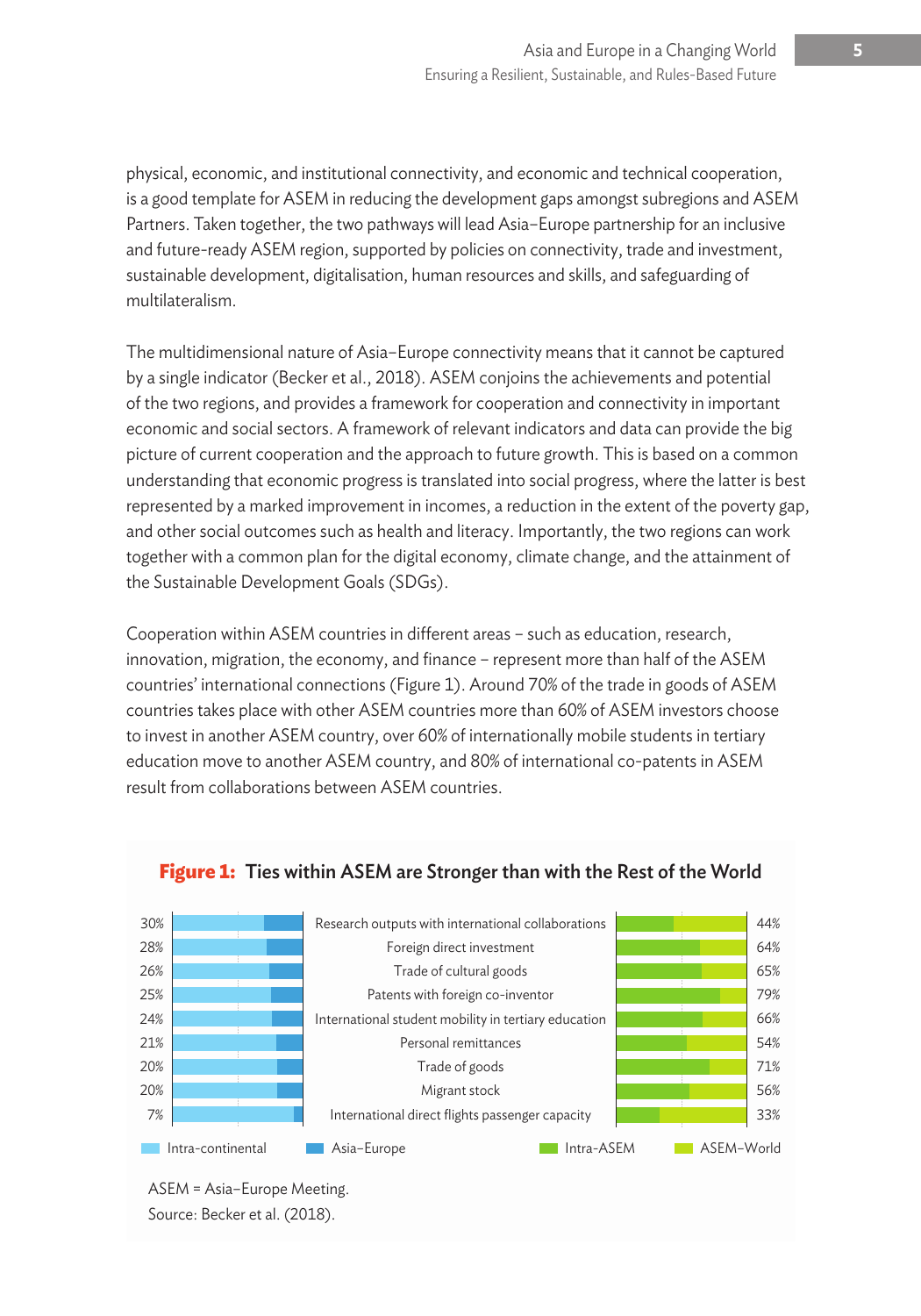physical, economic, and institutional connectivity, and economic and technical cooperation, is a good template for ASEM in reducing the development gaps amongst subregions and ASEM Partners. Taken together, the two pathways will lead Asia–Europe partnership for an inclusive and future-ready ASEM region, supported by policies on connectivity, trade and investment, sustainable development, digitalisation, human resources and skills, and safeguarding of multilateralism.

The multidimensional nature of Asia–Europe connectivity means that it cannot be captured by a single indicator (Becker et al., 2018). ASEM conjoins the achievements and potential of the two regions, and provides a framework for cooperation and connectivity in important economic and social sectors. A framework of relevant indicators and data can provide the big picture of current cooperation and the approach to future growth. This is based on a common understanding that economic progress is translated into social progress, where the latter is best represented by a marked improvement in incomes, a reduction in the extent of the poverty gap, and other social outcomes such as health and literacy. Importantly, the two regions can work together with a common plan for the digital economy, climate change, and the attainment of the Sustainable Development Goals (SDGs).

Cooperation within ASEM countries in different areas – such as education, research, innovation, migration, the economy, and finance – represent more than half of the ASEM countries' international connections (Figure 1). Around 70% of the trade in goods of ASEM countries takes place with other ASEM countries more than 60% of ASEM investors choose to invest in another ASEM country, over 60% of internationally mobile students in tertiary education move to another ASEM country, and 80% of international co-patents in ASEM result from collaborations between ASEM countries.

**Figure 1: Ties within ASEM are Stronger than with the Rest of the World**

| Asia–Europe | Indicator | Intra-ASEM |
|---|---|---|
| 30% | Research outputs with international collaborations | 44% |
| 28% | Foreign direct investment | 64% |
| 26% | Trade of cultural goods | 65% |
| 25% | Patents with foreign co-inventor | 79% |
| 24% | International student mobility in tertiary education | 66% |
| 21% | Personal remittances | 54% |
| 20% | Trade of goods | 71% |
| 20% | Migrant stock | 56% |
| 7% | International direct flights passenger capacity | 33% |

Legend: Intra-continental; Asia–Europe; Intra-ASEM; ASEM–World

ASEM = Asia–Europe Meeting.

Source: Becker et al. (2018).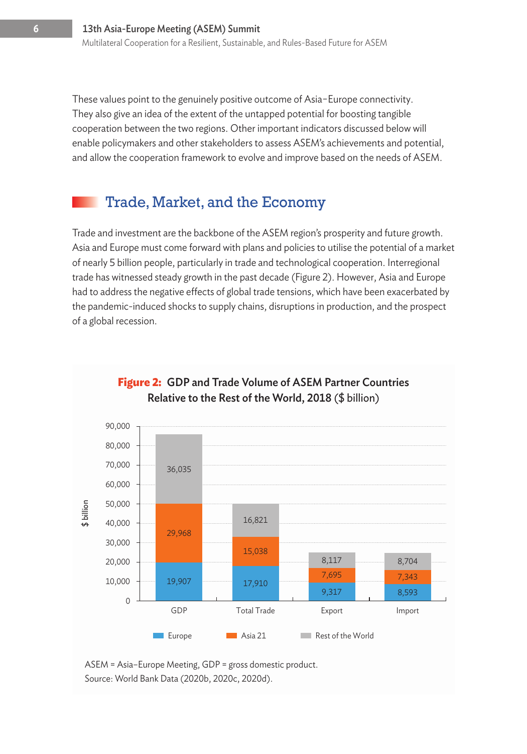These values point to the genuinely positive outcome of Asia–Europe connectivity. They also give an idea of the extent of the untapped potential for boosting tangible cooperation between the two regions. Other important indicators discussed below will enable policymakers and other stakeholders to assess ASEM's achievements and potential, and allow the cooperation framework to evolve and improve based on the needs of ASEM.

## Trade, Market, and the Economy

Trade and investment are the backbone of the ASEM region's prosperity and future growth. Asia and Europe must come forward with plans and policies to utilise the potential of a market of nearly 5 billion people, particularly in trade and technological cooperation. Interregional trade has witnessed steady growth in the past decade (Figure 2). However, Asia and Europe had to address the negative effects of global trade tensions, which have been exacerbated by the pandemic-induced shocks to supply chains, disruptions in production, and the prospect of a global recession.

**Figure 2: GDP and Trade Volume of ASEM Partner Countries Relative to the Rest of the World, 2018 ($ billion)**

| | GDP | Total Trade | Export | Import |
|---|---|---|---|---|
| Europe | 19,907 | 17,910 | 9,317 | 8,593 |
| Asia 21 | 29,968 | 15,038 | 7,695 | 7,343 |
| Rest of the World | 36,035 | 16,821 | 8,117 | 8,704 |

ASEM = Asia–Europe Meeting, GDP = gross domestic product.
Source: World Bank Data (2020b, 2020c, 2020d).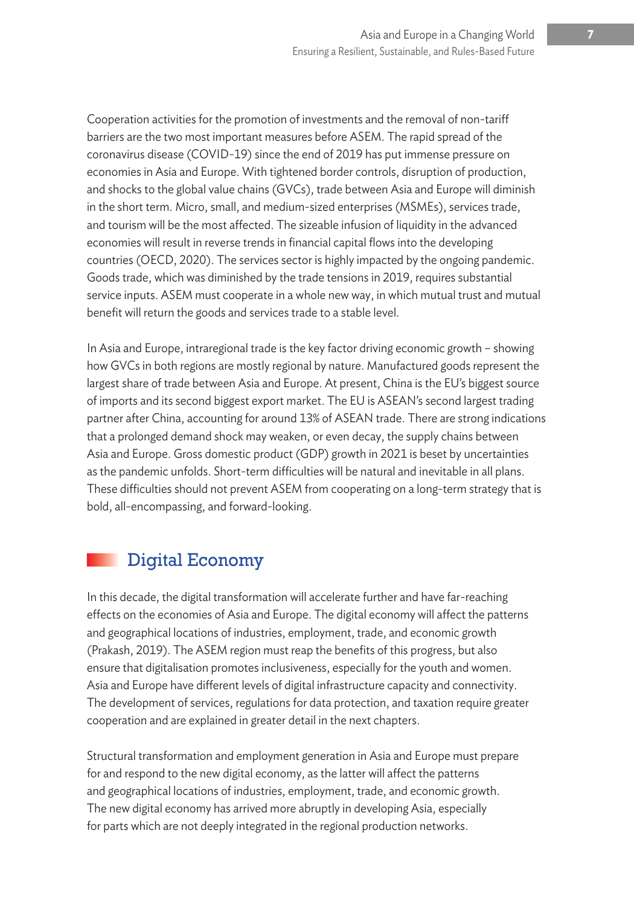Cooperation activities for the promotion of investments and the removal of non-tariff barriers are the two most important measures before ASEM. The rapid spread of the coronavirus disease (COVID-19) since the end of 2019 has put immense pressure on economies in Asia and Europe. With tightened border controls, disruption of production, and shocks to the global value chains (GVCs), trade between Asia and Europe will diminish in the short term. Micro, small, and medium-sized enterprises (MSMEs), services trade, and tourism will be the most affected. The sizeable infusion of liquidity in the advanced economies will result in reverse trends in financial capital flows into the developing countries (OECD, 2020). The services sector is highly impacted by the ongoing pandemic. Goods trade, which was diminished by the trade tensions in 2019, requires substantial service inputs. ASEM must cooperate in a whole new way, in which mutual trust and mutual benefit will return the goods and services trade to a stable level.

In Asia and Europe, intraregional trade is the key factor driving economic growth – showing how GVCs in both regions are mostly regional by nature. Manufactured goods represent the largest share of trade between Asia and Europe. At present, China is the EU's biggest source of imports and its second biggest export market. The EU is ASEAN's second largest trading partner after China, accounting for around 13% of ASEAN trade. There are strong indications that a prolonged demand shock may weaken, or even decay, the supply chains between Asia and Europe. Gross domestic product (GDP) growth in 2021 is beset by uncertainties as the pandemic unfolds. Short-term difficulties will be natural and inevitable in all plans. These difficulties should not prevent ASEM from cooperating on a long-term strategy that is bold, all-encompassing, and forward-looking.

## Digital Economy

In this decade, the digital transformation will accelerate further and have far-reaching effects on the economies of Asia and Europe. The digital economy will affect the patterns and geographical locations of industries, employment, trade, and economic growth (Prakash, 2019). The ASEM region must reap the benefits of this progress, but also ensure that digitalisation promotes inclusiveness, especially for the youth and women. Asia and Europe have different levels of digital infrastructure capacity and connectivity. The development of services, regulations for data protection, and taxation require greater cooperation and are explained in greater detail in the next chapters.

Structural transformation and employment generation in Asia and Europe must prepare for and respond to the new digital economy, as the latter will affect the patterns and geographical locations of industries, employment, trade, and economic growth. The new digital economy has arrived more abruptly in developing Asia, especially for parts which are not deeply integrated in the regional production networks.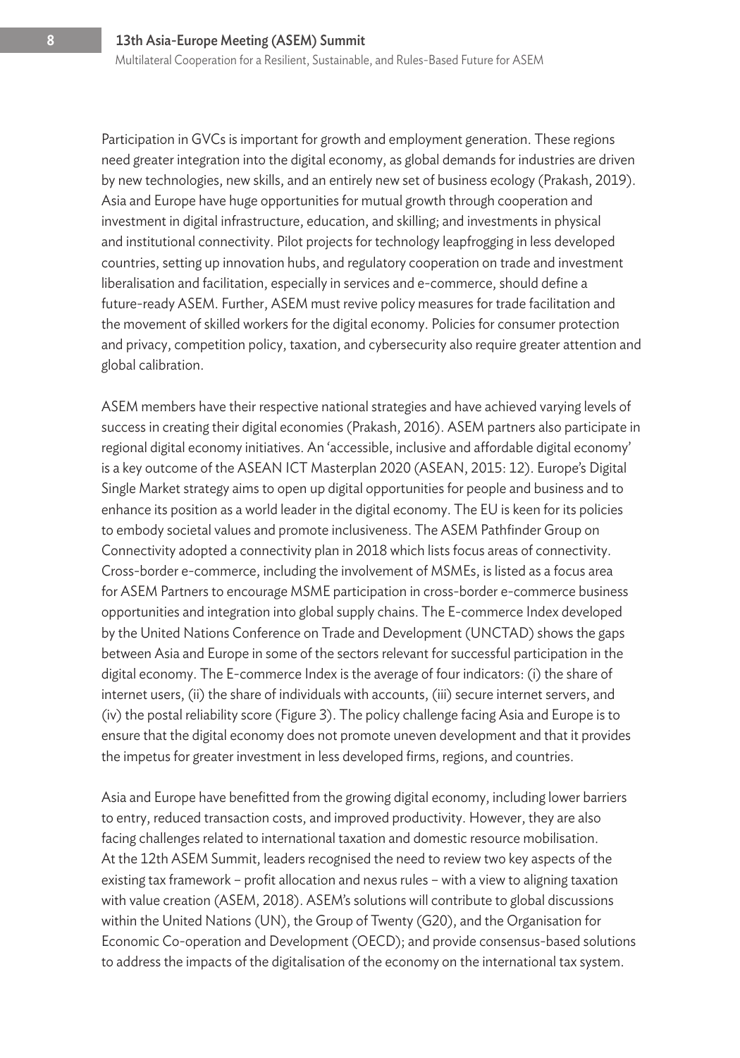Participation in GVCs is important for growth and employment generation. These regions need greater integration into the digital economy, as global demands for industries are driven by new technologies, new skills, and an entirely new set of business ecology (Prakash, 2019). Asia and Europe have huge opportunities for mutual growth through cooperation and investment in digital infrastructure, education, and skilling; and investments in physical and institutional connectivity. Pilot projects for technology leapfrogging in less developed countries, setting up innovation hubs, and regulatory cooperation on trade and investment liberalisation and facilitation, especially in services and e-commerce, should define a future-ready ASEM. Further, ASEM must revive policy measures for trade facilitation and the movement of skilled workers for the digital economy. Policies for consumer protection and privacy, competition policy, taxation, and cybersecurity also require greater attention and global calibration.

ASEM members have their respective national strategies and have achieved varying levels of success in creating their digital economies (Prakash, 2016). ASEM partners also participate in regional digital economy initiatives. An 'accessible, inclusive and affordable digital economy' is a key outcome of the ASEAN ICT Masterplan 2020 (ASEAN, 2015: 12). Europe's Digital Single Market strategy aims to open up digital opportunities for people and business and to enhance its position as a world leader in the digital economy. The EU is keen for its policies to embody societal values and promote inclusiveness. The ASEM Pathfinder Group on Connectivity adopted a connectivity plan in 2018 which lists focus areas of connectivity. Cross-border e-commerce, including the involvement of MSMEs, is listed as a focus area for ASEM Partners to encourage MSME participation in cross-border e-commerce business opportunities and integration into global supply chains. The E-commerce Index developed by the United Nations Conference on Trade and Development (UNCTAD) shows the gaps between Asia and Europe in some of the sectors relevant for successful participation in the digital economy. The E-commerce Index is the average of four indicators: (i) the share of internet users, (ii) the share of individuals with accounts, (iii) secure internet servers, and (iv) the postal reliability score (Figure 3). The policy challenge facing Asia and Europe is to ensure that the digital economy does not promote uneven development and that it provides the impetus for greater investment in less developed firms, regions, and countries.

Asia and Europe have benefitted from the growing digital economy, including lower barriers to entry, reduced transaction costs, and improved productivity. However, they are also facing challenges related to international taxation and domestic resource mobilisation. At the 12th ASEM Summit, leaders recognised the need to review two key aspects of the existing tax framework – profit allocation and nexus rules – with a view to aligning taxation with value creation (ASEM, 2018). ASEM's solutions will contribute to global discussions within the United Nations (UN), the Group of Twenty (G20), and the Organisation for Economic Co-operation and Development (OECD); and provide consensus-based solutions to address the impacts of the digitalisation of the economy on the international tax system.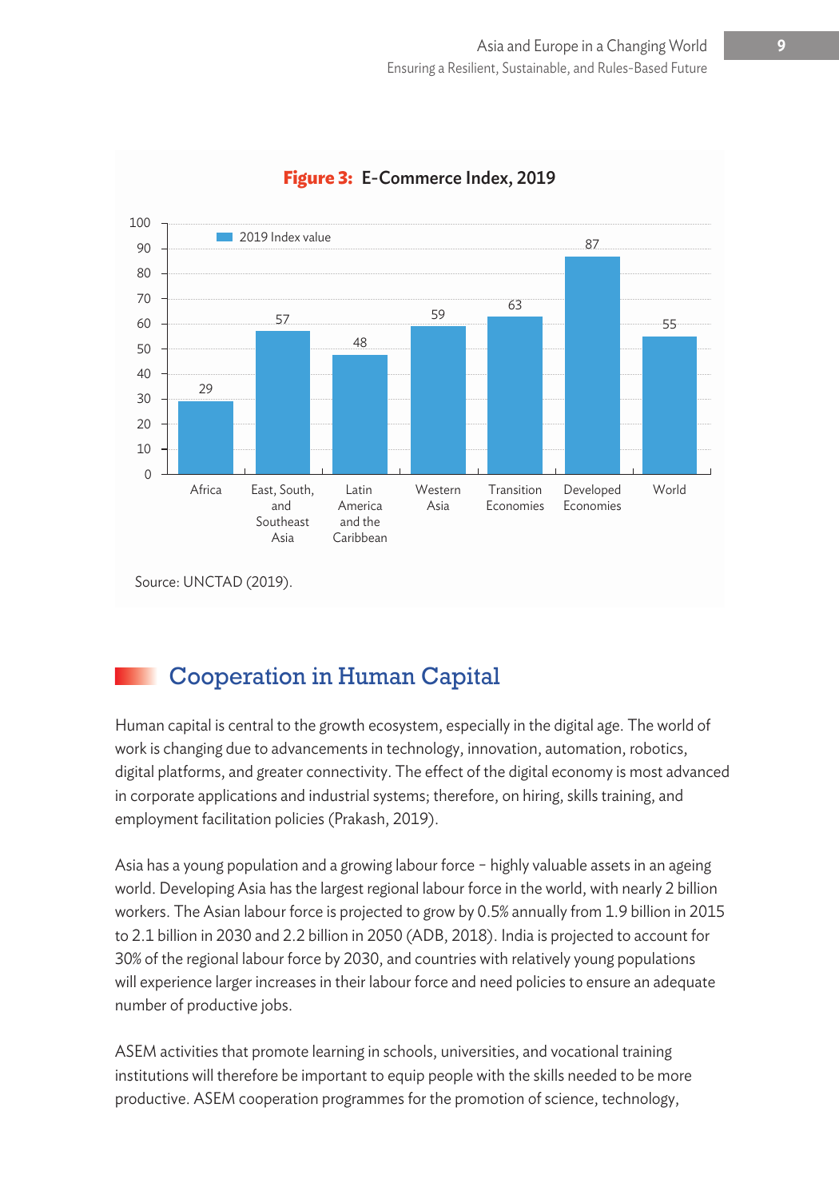**Figure 3:** E-Commerce Index, 2019

| Region | 2019 Index value |
|---|---|
| Africa | 29 |
| East, South, and Southeast Asia | 57 |
| Latin America and the Caribbean | 48 |
| Western Asia | 59 |
| Transition Economies | 63 |
| Developed Economies | 87 |
| World | 55 |

Source: UNCTAD (2019).

## Cooperation in Human Capital

Human capital is central to the growth ecosystem, especially in the digital age. The world of work is changing due to advancements in technology, innovation, automation, robotics, digital platforms, and greater connectivity. The effect of the digital economy is most advanced in corporate applications and industrial systems; therefore, on hiring, skills training, and employment facilitation policies (Prakash, 2019).

Asia has a young population and a growing labour force – highly valuable assets in an ageing world. Developing Asia has the largest regional labour force in the world, with nearly 2 billion workers. The Asian labour force is projected to grow by 0.5% annually from 1.9 billion in 2015 to 2.1 billion in 2030 and 2.2 billion in 2050 (ADB, 2018). India is projected to account for 30% of the regional labour force by 2030, and countries with relatively young populations will experience larger increases in their labour force and need policies to ensure an adequate number of productive jobs.

ASEM activities that promote learning in schools, universities, and vocational training institutions will therefore be important to equip people with the skills needed to be more productive. ASEM cooperation programmes for the promotion of science, technology,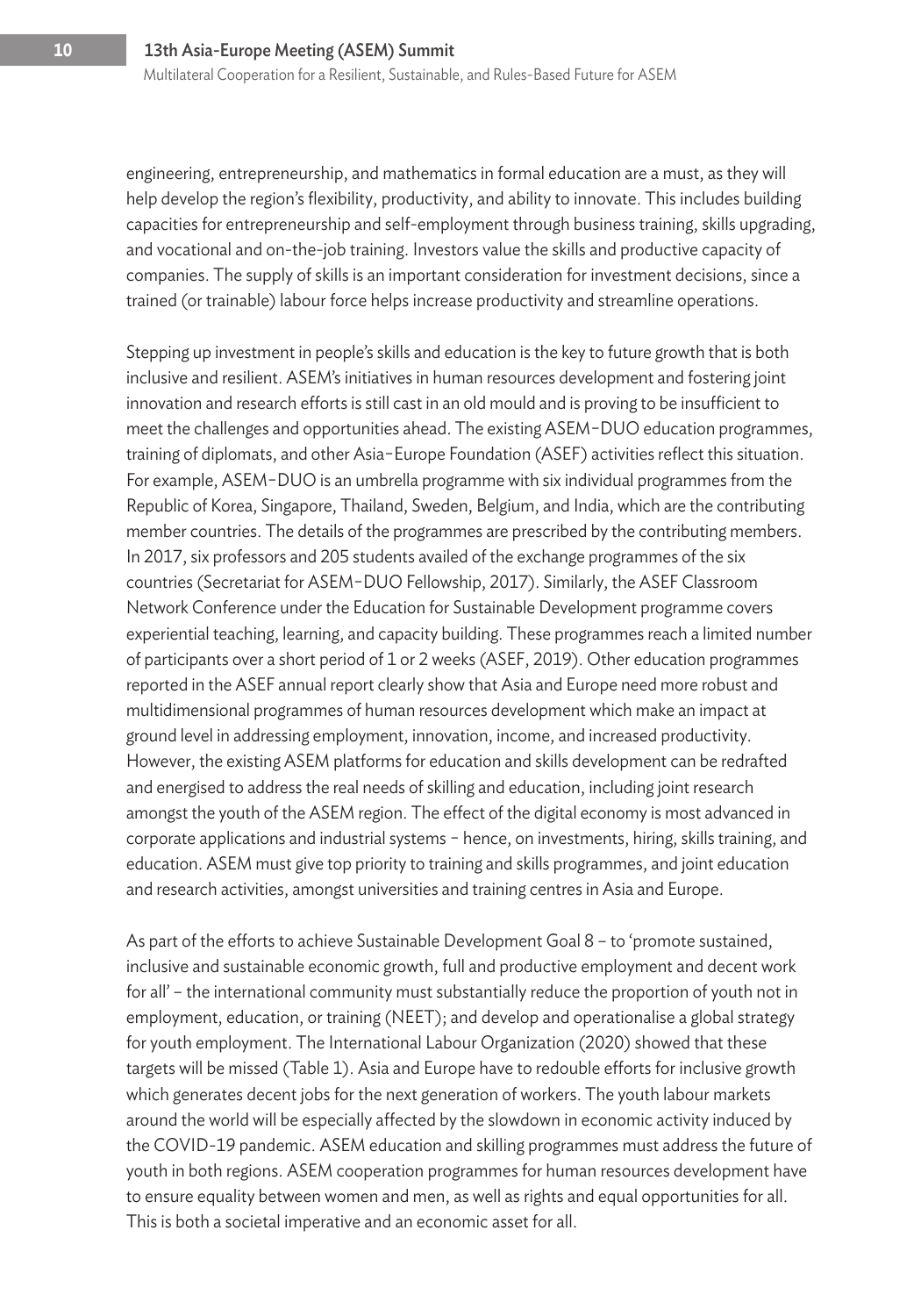engineering, entrepreneurship, and mathematics in formal education are a must, as they will help develop the region's flexibility, productivity, and ability to innovate. This includes building capacities for entrepreneurship and self-employment through business training, skills upgrading, and vocational and on-the-job training. Investors value the skills and productive capacity of companies. The supply of skills is an important consideration for investment decisions, since a trained (or trainable) labour force helps increase productivity and streamline operations.

Stepping up investment in people's skills and education is the key to future growth that is both inclusive and resilient. ASEM's initiatives in human resources development and fostering joint innovation and research efforts is still cast in an old mould and is proving to be insufficient to meet the challenges and opportunities ahead. The existing ASEM-DUO education programmes, training of diplomats, and other Asia-Europe Foundation (ASEF) activities reflect this situation. For example, ASEM-DUO is an umbrella programme with six individual programmes from the Republic of Korea, Singapore, Thailand, Sweden, Belgium, and India, which are the contributing member countries. The details of the programmes are prescribed by the contributing members. In 2017, six professors and 205 students availed of the exchange programmes of the six countries (Secretariat for ASEM-DUO Fellowship, 2017). Similarly, the ASEF Classroom Network Conference under the Education for Sustainable Development programme covers experiential teaching, learning, and capacity building. These programmes reach a limited number of participants over a short period of 1 or 2 weeks (ASEF, 2019). Other education programmes reported in the ASEF annual report clearly show that Asia and Europe need more robust and multidimensional programmes of human resources development which make an impact at ground level in addressing employment, innovation, income, and increased productivity. However, the existing ASEM platforms for education and skills development can be redrafted and energised to address the real needs of skilling and education, including joint research amongst the youth of the ASEM region. The effect of the digital economy is most advanced in corporate applications and industrial systems - hence, on investments, hiring, skills training, and education. ASEM must give top priority to training and skills programmes, and joint education and research activities, amongst universities and training centres in Asia and Europe.

As part of the efforts to achieve Sustainable Development Goal 8 – to 'promote sustained, inclusive and sustainable economic growth, full and productive employment and decent work for all' – the international community must substantially reduce the proportion of youth not in employment, education, or training (NEET); and develop and operationalise a global strategy for youth employment. The International Labour Organization (2020) showed that these targets will be missed (Table 1). Asia and Europe have to redouble efforts for inclusive growth which generates decent jobs for the next generation of workers. The youth labour markets around the world will be especially affected by the slowdown in economic activity induced by the COVID-19 pandemic. ASEM education and skilling programmes must address the future of youth in both regions. ASEM cooperation programmes for human resources development have to ensure equality between women and men, as well as rights and equal opportunities for all. This is both a societal imperative and an economic asset for all.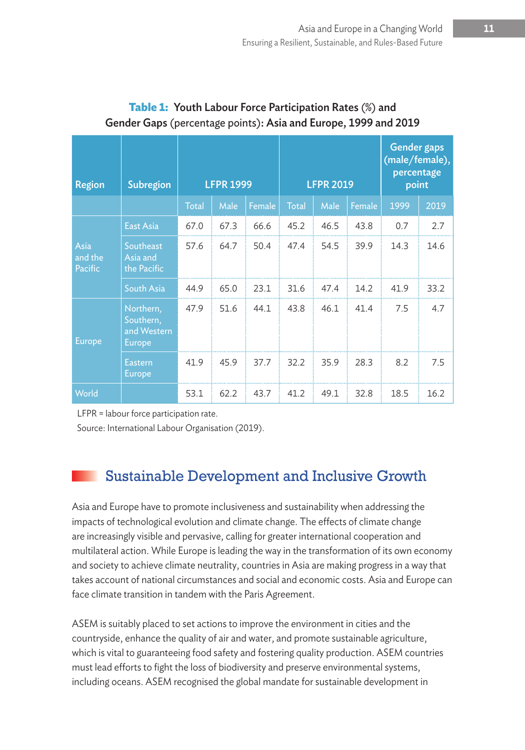**Table 1: Youth Labour Force Participation Rates (%) and Gender Gaps (percentage points): Asia and Europe, 1999 and 2019**

| Region | Subregion | LFPR 1999 | | | LFPR 2019 | | | Gender gaps (male/female), percentage point | |
|---|---|---|---|---|---|---|---|---|---|
| | | Total | Male | Female | Total | Male | Female | 1999 | 2019 |
| Asia and the Pacific | East Asia | 67.0 | 67.3 | 66.6 | 45.2 | 46.5 | 43.8 | 0.7 | 2.7 |
| | Southeast Asia and the Pacific | 57.6 | 64.7 | 50.4 | 47.4 | 54.5 | 39.9 | 14.3 | 14.6 |
| | South Asia | 44.9 | 65.0 | 23.1 | 31.6 | 47.4 | 14.2 | 41.9 | 33.2 |
| Europe | Northern, Southern, and Western Europe | 47.9 | 51.6 | 44.1 | 43.8 | 46.1 | 41.4 | 7.5 | 4.7 |
| | Eastern Europe | 41.9 | 45.9 | 37.7 | 32.2 | 35.9 | 28.3 | 8.2 | 7.5 |
| World | | 53.1 | 62.2 | 43.7 | 41.2 | 49.1 | 32.8 | 18.5 | 16.2 |

LFPR = labour force participation rate.

Source: International Labour Organisation (2019).

## Sustainable Development and Inclusive Growth

Asia and Europe have to promote inclusiveness and sustainability when addressing the impacts of technological evolution and climate change. The effects of climate change are increasingly visible and pervasive, calling for greater international cooperation and multilateral action. While Europe is leading the way in the transformation of its own economy and society to achieve climate neutrality, countries in Asia are making progress in a way that takes account of national circumstances and social and economic costs. Asia and Europe can face climate transition in tandem with the Paris Agreement.

ASEM is suitably placed to set actions to improve the environment in cities and the countryside, enhance the quality of air and water, and promote sustainable agriculture, which is vital to guaranteeing food safety and fostering quality production. ASEM countries must lead efforts to fight the loss of biodiversity and preserve environmental systems, including oceans. ASEM recognised the global mandate for sustainable development in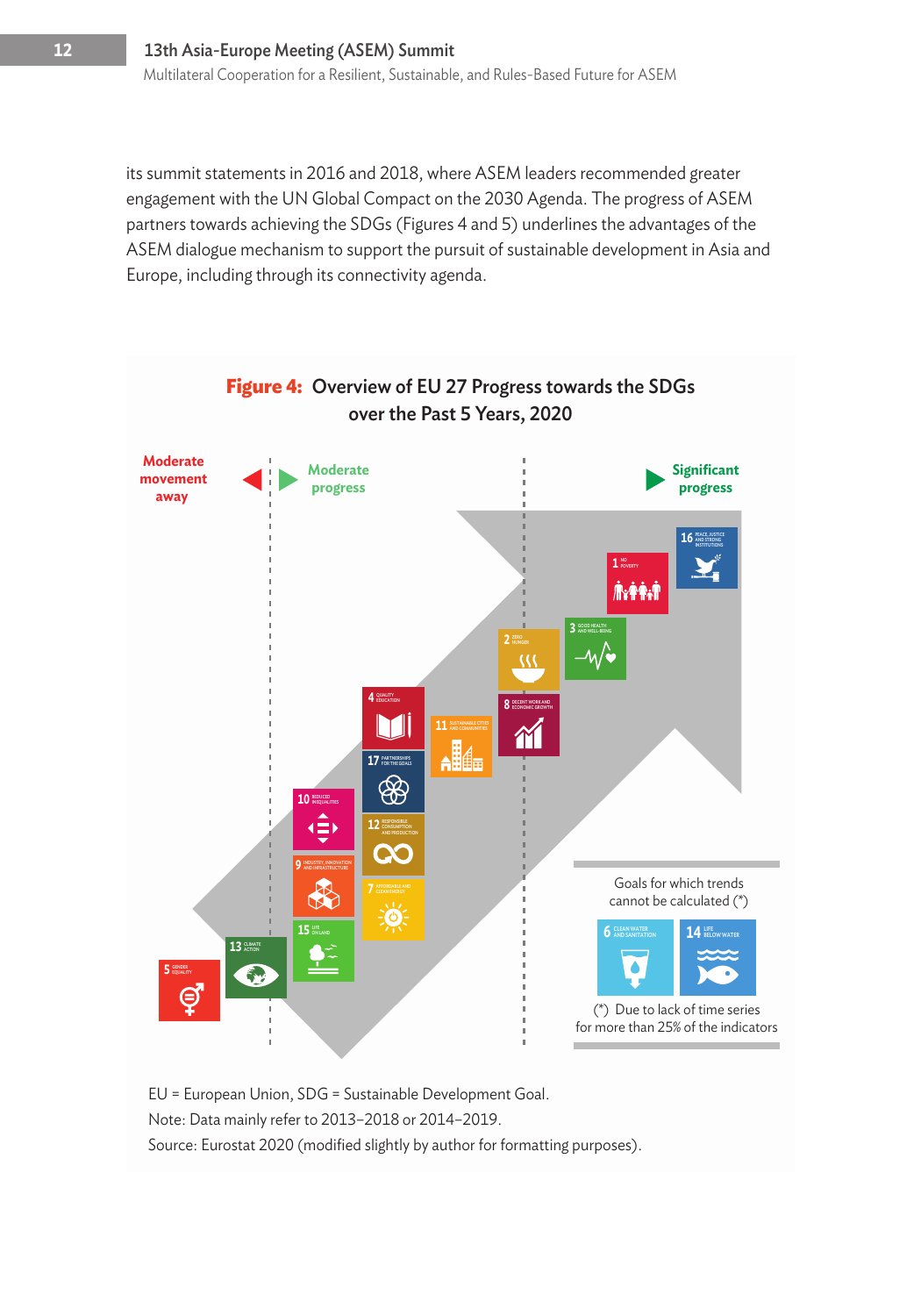its summit statements in 2016 and 2018, where ASEM leaders recommended greater engagement with the UN Global Compact on the 2030 Agenda. The progress of ASEM partners towards achieving the SDGs (Figures 4 and 5) underlines the advantages of the ASEM dialogue mechanism to support the pursuit of sustainable development in Asia and Europe, including through its connectivity agenda.

**Figure 4: Overview of EU 27 Progress towards the SDGs over the Past 5 Years, 2020**

Moderate movement away | Moderate progress | Significant progress

Goals for which trends cannot be calculated (*)

(*) Due to lack of time series for more than 25% of the indicators

EU = European Union, SDG = Sustainable Development Goal.

Note: Data mainly refer to 2013–2018 or 2014–2019.

Source: Eurostat 2020 (modified slightly by author for formatting purposes).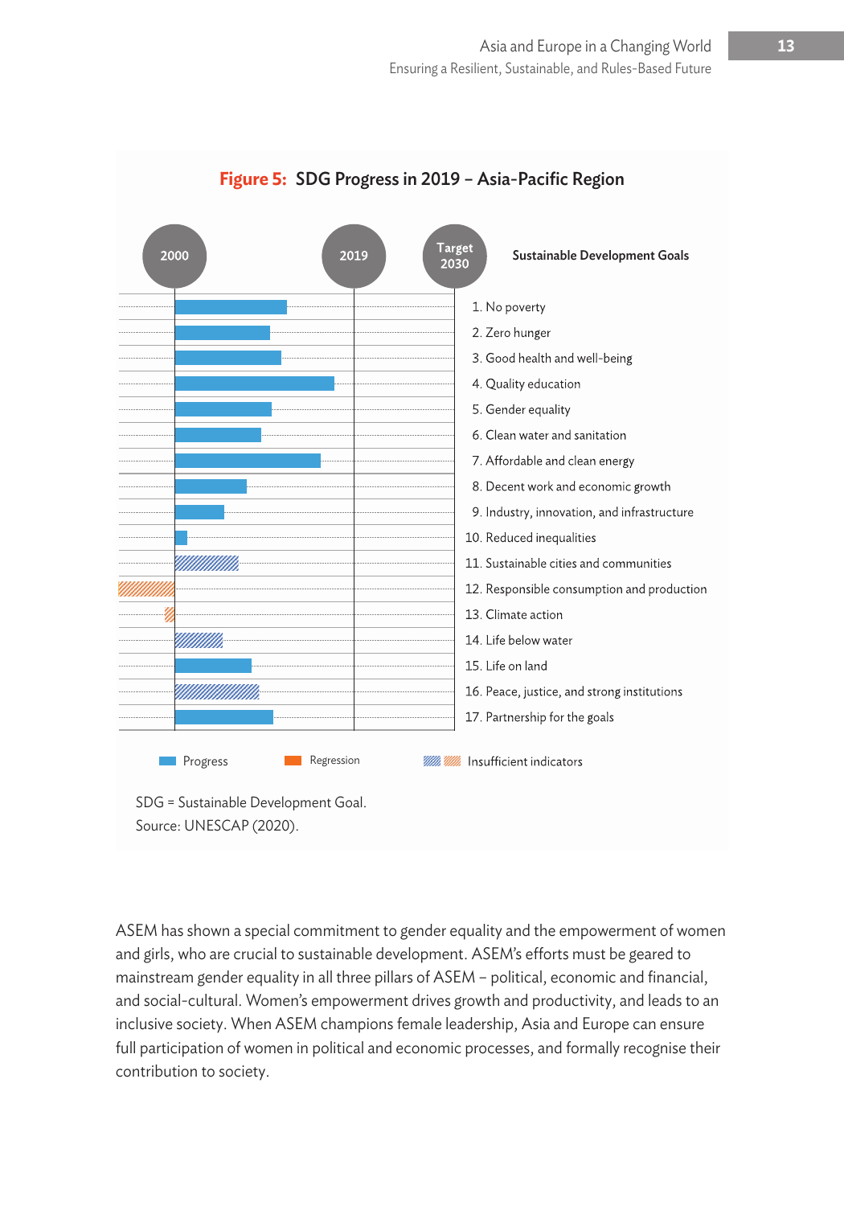**Figure 5: SDG Progress in 2019 – Asia-Pacific Region**

| 2000 | 2019 | Target 2030 | Sustainable Development Goals |
|---|---|---|---|
| | | | 1. No poverty |
| | | | 2. Zero hunger |
| | | | 3. Good health and well-being |
| | | | 4. Quality education |
| | | | 5. Gender equality |
| | | | 6. Clean water and sanitation |
| | | | 7. Affordable and clean energy |
| | | | 8. Decent work and economic growth |
| | | | 9. Industry, innovation, and infrastructure |
| | | | 10. Reduced inequalities |
| | | | 11. Sustainable cities and communities |
| | | | 12. Responsible consumption and production |
| | | | 13. Climate action |
| | | | 14. Life below water |
| | | | 15. Life on land |
| | | | 16. Peace, justice, and strong institutions |
| | | | 17. Partnership for the goals |

Progress | Regression | Insufficient indicators

SDG = Sustainable Development Goal.
Source: UNESCAP (2020).

ASEM has shown a special commitment to gender equality and the empowerment of women and girls, who are crucial to sustainable development. ASEM's efforts must be geared to mainstream gender equality in all three pillars of ASEM – political, economic and financial, and social-cultural. Women's empowerment drives growth and productivity, and leads to an inclusive society. When ASEM champions female leadership, Asia and Europe can ensure full participation of women in political and economic processes, and formally recognise their contribution to society.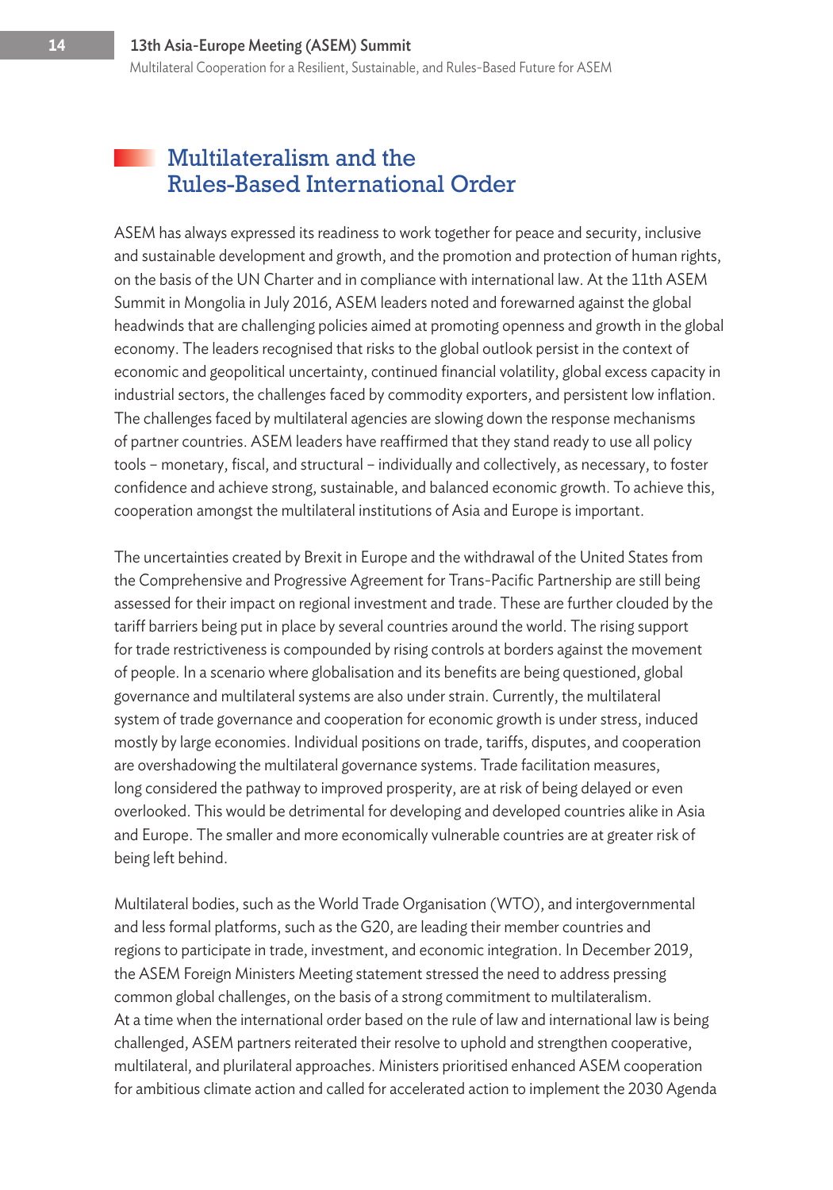## Multilateralism and the Rules-Based International Order

ASEM has always expressed its readiness to work together for peace and security, inclusive and sustainable development and growth, and the promotion and protection of human rights, on the basis of the UN Charter and in compliance with international law. At the 11th ASEM Summit in Mongolia in July 2016, ASEM leaders noted and forewarned against the global headwinds that are challenging policies aimed at promoting openness and growth in the global economy. The leaders recognised that risks to the global outlook persist in the context of economic and geopolitical uncertainty, continued financial volatility, global excess capacity in industrial sectors, the challenges faced by commodity exporters, and persistent low inflation. The challenges faced by multilateral agencies are slowing down the response mechanisms of partner countries. ASEM leaders have reaffirmed that they stand ready to use all policy tools – monetary, fiscal, and structural – individually and collectively, as necessary, to foster confidence and achieve strong, sustainable, and balanced economic growth. To achieve this, cooperation amongst the multilateral institutions of Asia and Europe is important.

The uncertainties created by Brexit in Europe and the withdrawal of the United States from the Comprehensive and Progressive Agreement for Trans-Pacific Partnership are still being assessed for their impact on regional investment and trade. These are further clouded by the tariff barriers being put in place by several countries around the world. The rising support for trade restrictiveness is compounded by rising controls at borders against the movement of people. In a scenario where globalisation and its benefits are being questioned, global governance and multilateral systems are also under strain. Currently, the multilateral system of trade governance and cooperation for economic growth is under stress, induced mostly by large economies. Individual positions on trade, tariffs, disputes, and cooperation are overshadowing the multilateral governance systems. Trade facilitation measures, long considered the pathway to improved prosperity, are at risk of being delayed or even overlooked. This would be detrimental for developing and developed countries alike in Asia and Europe. The smaller and more economically vulnerable countries are at greater risk of being left behind.

Multilateral bodies, such as the World Trade Organisation (WTO), and intergovernmental and less formal platforms, such as the G20, are leading their member countries and regions to participate in trade, investment, and economic integration. In December 2019, the ASEM Foreign Ministers Meeting statement stressed the need to address pressing common global challenges, on the basis of a strong commitment to multilateralism. At a time when the international order based on the rule of law and international law is being challenged, ASEM partners reiterated their resolve to uphold and strengthen cooperative, multilateral, and plurilateral approaches. Ministers prioritised enhanced ASEM cooperation for ambitious climate action and called for accelerated action to implement the 2030 Agenda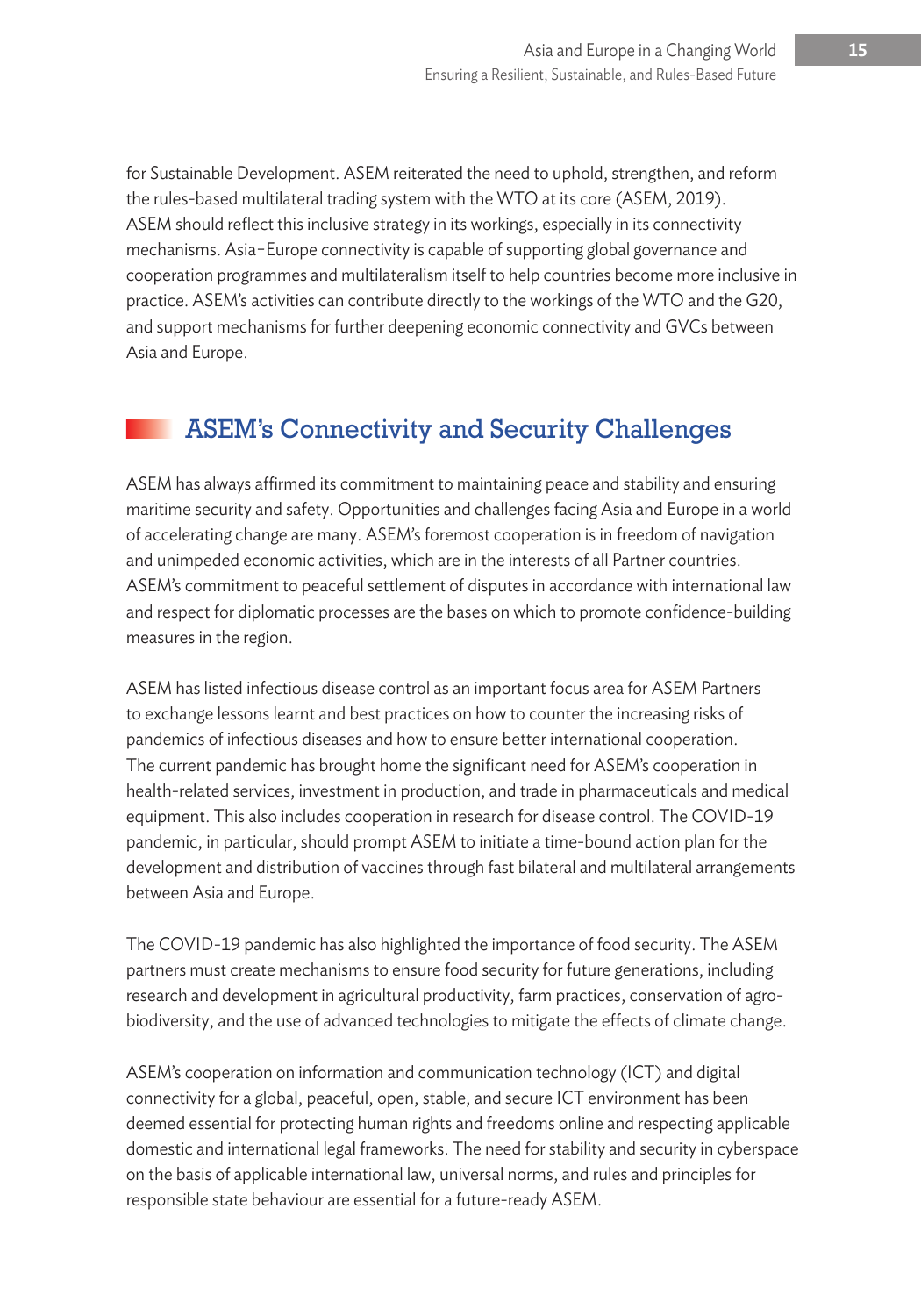for Sustainable Development. ASEM reiterated the need to uphold, strengthen, and reform the rules-based multilateral trading system with the WTO at its core (ASEM, 2019). ASEM should reflect this inclusive strategy in its workings, especially in its connectivity mechanisms. Asia–Europe connectivity is capable of supporting global governance and cooperation programmes and multilateralism itself to help countries become more inclusive in practice. ASEM's activities can contribute directly to the workings of the WTO and the G20, and support mechanisms for further deepening economic connectivity and GVCs between Asia and Europe.

## ASEM's Connectivity and Security Challenges

ASEM has always affirmed its commitment to maintaining peace and stability and ensuring maritime security and safety. Opportunities and challenges facing Asia and Europe in a world of accelerating change are many. ASEM's foremost cooperation is in freedom of navigation and unimpeded economic activities, which are in the interests of all Partner countries. ASEM's commitment to peaceful settlement of disputes in accordance with international law and respect for diplomatic processes are the bases on which to promote confidence-building measures in the region.

ASEM has listed infectious disease control as an important focus area for ASEM Partners to exchange lessons learnt and best practices on how to counter the increasing risks of pandemics of infectious diseases and how to ensure better international cooperation. The current pandemic has brought home the significant need for ASEM's cooperation in health-related services, investment in production, and trade in pharmaceuticals and medical equipment. This also includes cooperation in research for disease control. The COVID-19 pandemic, in particular, should prompt ASEM to initiate a time-bound action plan for the development and distribution of vaccines through fast bilateral and multilateral arrangements between Asia and Europe.

The COVID-19 pandemic has also highlighted the importance of food security. The ASEM partners must create mechanisms to ensure food security for future generations, including research and development in agricultural productivity, farm practices, conservation of agro-biodiversity, and the use of advanced technologies to mitigate the effects of climate change.

ASEM's cooperation on information and communication technology (ICT) and digital connectivity for a global, peaceful, open, stable, and secure ICT environment has been deemed essential for protecting human rights and freedoms online and respecting applicable domestic and international legal frameworks. The need for stability and security in cyberspace on the basis of applicable international law, universal norms, and rules and principles for responsible state behaviour are essential for a future-ready ASEM.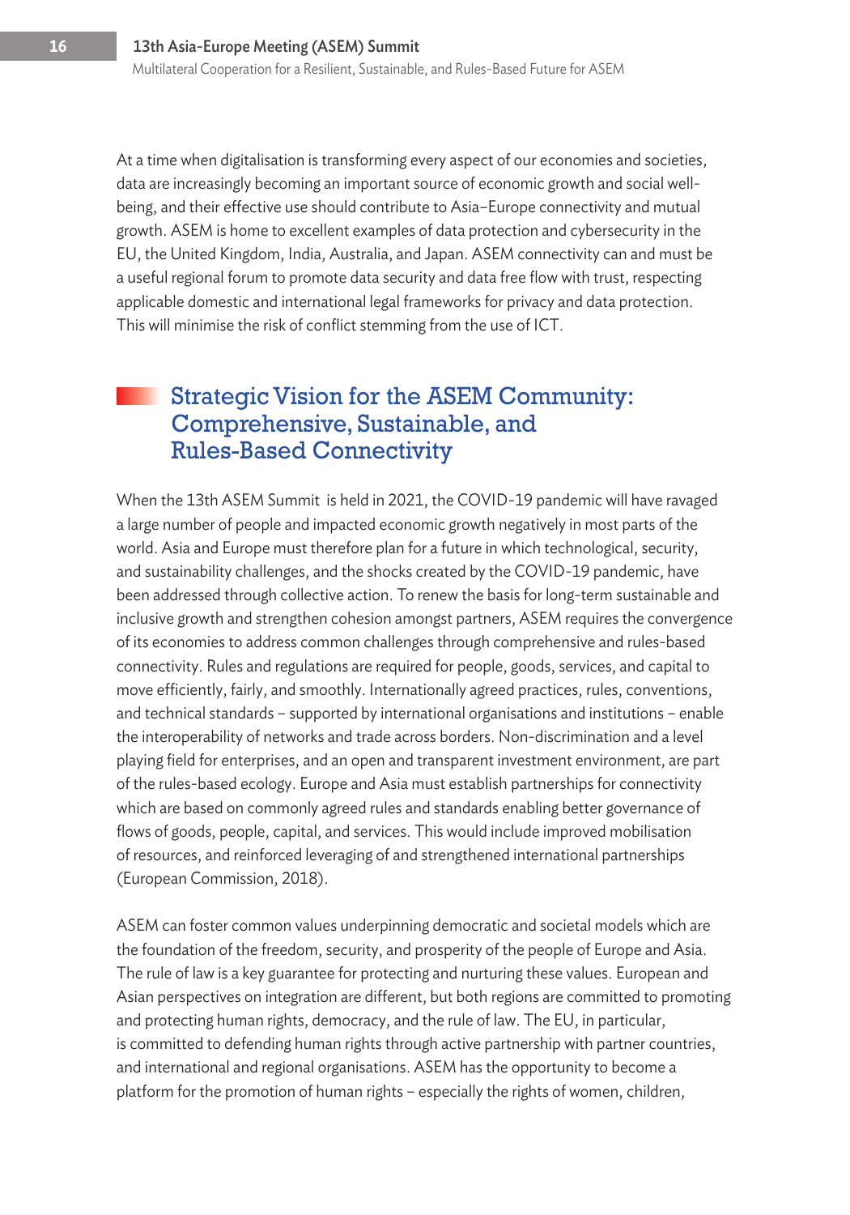At a time when digitalisation is transforming every aspect of our economies and societies, data are increasingly becoming an important source of economic growth and social well-being, and their effective use should contribute to Asia–Europe connectivity and mutual growth. ASEM is home to excellent examples of data protection and cybersecurity in the EU, the United Kingdom, India, Australia, and Japan. ASEM connectivity can and must be a useful regional forum to promote data security and data free flow with trust, respecting applicable domestic and international legal frameworks for privacy and data protection. This will minimise the risk of conflict stemming from the use of ICT.

## Strategic Vision for the ASEM Community: Comprehensive, Sustainable, and Rules-Based Connectivity

When the 13th ASEM Summit is held in 2021, the COVID-19 pandemic will have ravaged a large number of people and impacted economic growth negatively in most parts of the world. Asia and Europe must therefore plan for a future in which technological, security, and sustainability challenges, and the shocks created by the COVID-19 pandemic, have been addressed through collective action. To renew the basis for long-term sustainable and inclusive growth and strengthen cohesion amongst partners, ASEM requires the convergence of its economies to address common challenges through comprehensive and rules-based connectivity. Rules and regulations are required for people, goods, services, and capital to move efficiently, fairly, and smoothly. Internationally agreed practices, rules, conventions, and technical standards – supported by international organisations and institutions – enable the interoperability of networks and trade across borders. Non-discrimination and a level playing field for enterprises, and an open and transparent investment environment, are part of the rules-based ecology. Europe and Asia must establish partnerships for connectivity which are based on commonly agreed rules and standards enabling better governance of flows of goods, people, capital, and services. This would include improved mobilisation of resources, and reinforced leveraging of and strengthened international partnerships (European Commission, 2018).

ASEM can foster common values underpinning democratic and societal models which are the foundation of the freedom, security, and prosperity of the people of Europe and Asia. The rule of law is a key guarantee for protecting and nurturing these values. European and Asian perspectives on integration are different, but both regions are committed to promoting and protecting human rights, democracy, and the rule of law. The EU, in particular, is committed to defending human rights through active partnership with partner countries, and international and regional organisations. ASEM has the opportunity to become a platform for the promotion of human rights – especially the rights of women, children,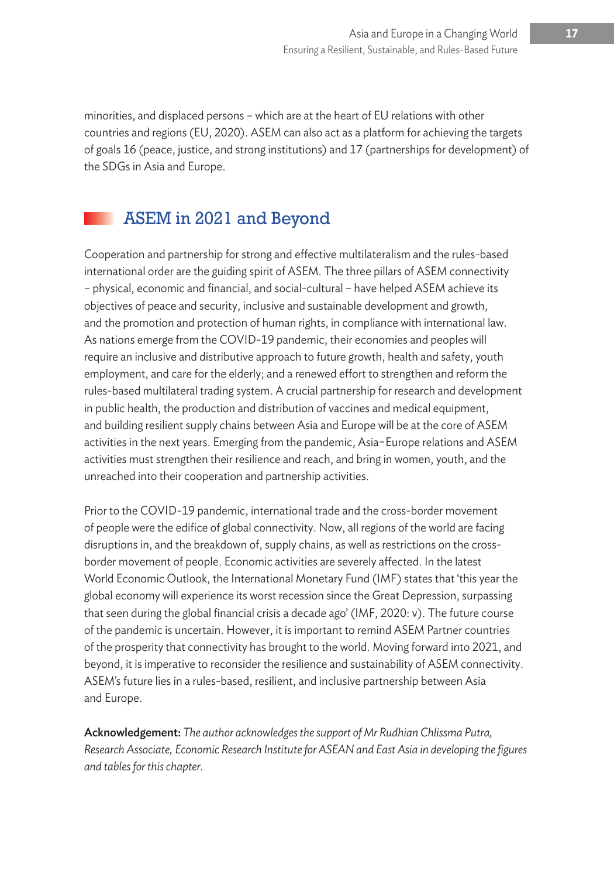minorities, and displaced persons – which are at the heart of EU relations with other countries and regions (EU, 2020). ASEM can also act as a platform for achieving the targets of goals 16 (peace, justice, and strong institutions) and 17 (partnerships for development) of the SDGs in Asia and Europe.

## ASEM in 2021 and Beyond

Cooperation and partnership for strong and effective multilateralism and the rules-based international order are the guiding spirit of ASEM. The three pillars of ASEM connectivity – physical, economic and financial, and social-cultural – have helped ASEM achieve its objectives of peace and security, inclusive and sustainable development and growth, and the promotion and protection of human rights, in compliance with international law. As nations emerge from the COVID-19 pandemic, their economies and peoples will require an inclusive and distributive approach to future growth, health and safety, youth employment, and care for the elderly; and a renewed effort to strengthen and reform the rules-based multilateral trading system. A crucial partnership for research and development in public health, the production and distribution of vaccines and medical equipment, and building resilient supply chains between Asia and Europe will be at the core of ASEM activities in the next years. Emerging from the pandemic, Asia–Europe relations and ASEM activities must strengthen their resilience and reach, and bring in women, youth, and the unreached into their cooperation and partnership activities.

Prior to the COVID-19 pandemic, international trade and the cross-border movement of people were the edifice of global connectivity. Now, all regions of the world are facing disruptions in, and the breakdown of, supply chains, as well as restrictions on the cross-border movement of people. Economic activities are severely affected. In the latest World Economic Outlook, the International Monetary Fund (IMF) states that 'this year the global economy will experience its worst recession since the Great Depression, surpassing that seen during the global financial crisis a decade ago' (IMF, 2020: v). The future course of the pandemic is uncertain. However, it is important to remind ASEM Partner countries of the prosperity that connectivity has brought to the world. Moving forward into 2021, and beyond, it is imperative to reconsider the resilience and sustainability of ASEM connectivity. ASEM's future lies in a rules-based, resilient, and inclusive partnership between Asia and Europe.

**Acknowledgement:** *The author acknowledges the support of Mr Rudhian Chlissma Putra, Research Associate, Economic Research Institute for ASEAN and East Asia in developing the figures and tables for this chapter.*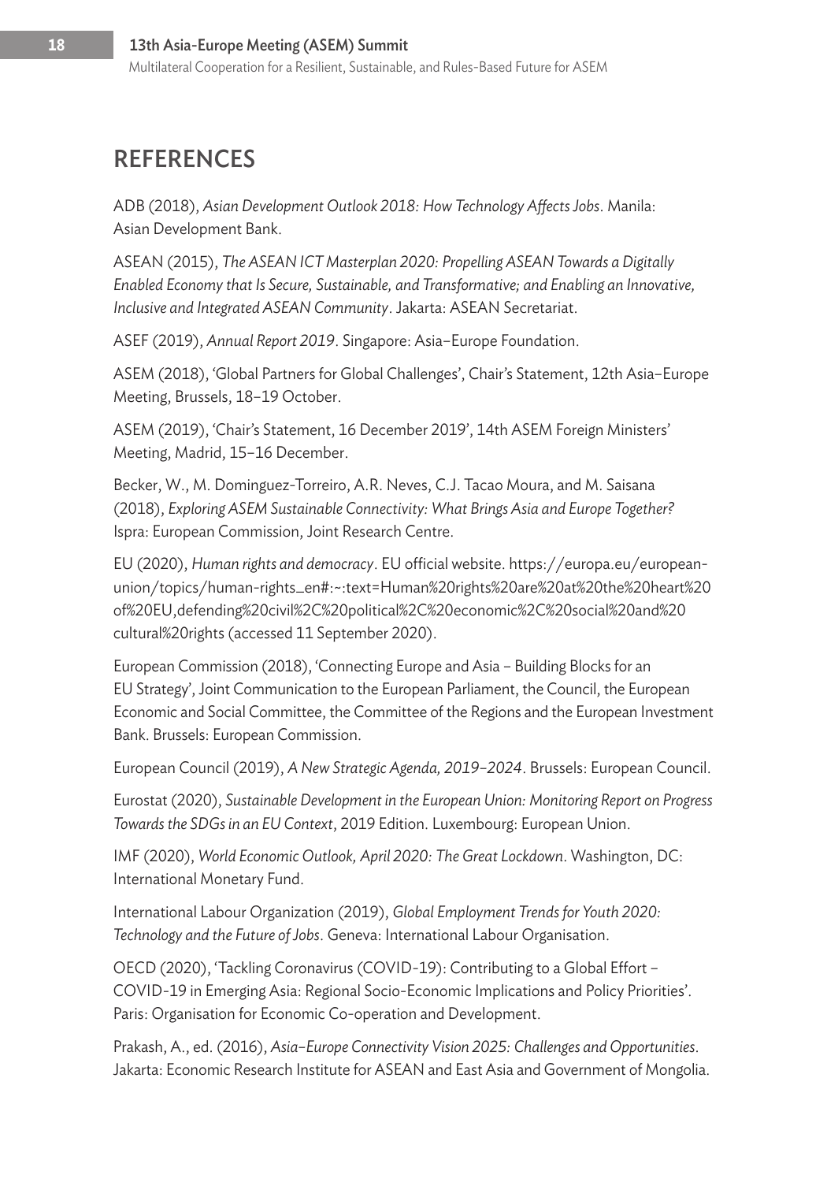## REFERENCES

ADB (2018), *Asian Development Outlook 2018: How Technology Affects Jobs*. Manila: Asian Development Bank.

ASEAN (2015), *The ASEAN ICT Masterplan 2020: Propelling ASEAN Towards a Digitally Enabled Economy that Is Secure, Sustainable, and Transformative; and Enabling an Innovative, Inclusive and Integrated ASEAN Community*. Jakarta: ASEAN Secretariat.

ASEF (2019), *Annual Report 2019*. Singapore: Asia–Europe Foundation.

ASEM (2018), 'Global Partners for Global Challenges', Chair's Statement, 12th Asia–Europe Meeting, Brussels, 18–19 October.

ASEM (2019), 'Chair's Statement, 16 December 2019', 14th ASEM Foreign Ministers' Meeting, Madrid, 15–16 December.

Becker, W., M. Dominguez-Torreiro, A.R. Neves, C.J. Tacao Moura, and M. Saisana (2018), *Exploring ASEM Sustainable Connectivity: What Brings Asia and Europe Together?* Ispra: European Commission, Joint Research Centre.

EU (2020), *Human rights and democracy*. EU official website. https://europa.eu/european-union/topics/human-rights_en#:~:text=Human%20rights%20are%20at%20the%20heart%20of%20EU,defending%20civil%2C%20political%2C%20economic%2C%20social%20and%20cultural%20rights (accessed 11 September 2020).

European Commission (2018), 'Connecting Europe and Asia – Building Blocks for an EU Strategy', Joint Communication to the European Parliament, the Council, the European Economic and Social Committee, the Committee of the Regions and the European Investment Bank. Brussels: European Commission.

European Council (2019), *A New Strategic Agenda, 2019–2024*. Brussels: European Council.

Eurostat (2020), *Sustainable Development in the European Union: Monitoring Report on Progress Towards the SDGs in an EU Context*, 2019 Edition. Luxembourg: European Union.

IMF (2020), *World Economic Outlook, April 2020: The Great Lockdown*. Washington, DC: International Monetary Fund.

International Labour Organization (2019), *Global Employment Trends for Youth 2020: Technology and the Future of Jobs*. Geneva: International Labour Organisation.

OECD (2020), 'Tackling Coronavirus (COVID-19): Contributing to a Global Effort – COVID-19 in Emerging Asia: Regional Socio-Economic Implications and Policy Priorities'. Paris: Organisation for Economic Co-operation and Development.

Prakash, A., ed. (2016), *Asia–Europe Connectivity Vision 2025: Challenges and Opportunities*. Jakarta: Economic Research Institute for ASEAN and East Asia and Government of Mongolia.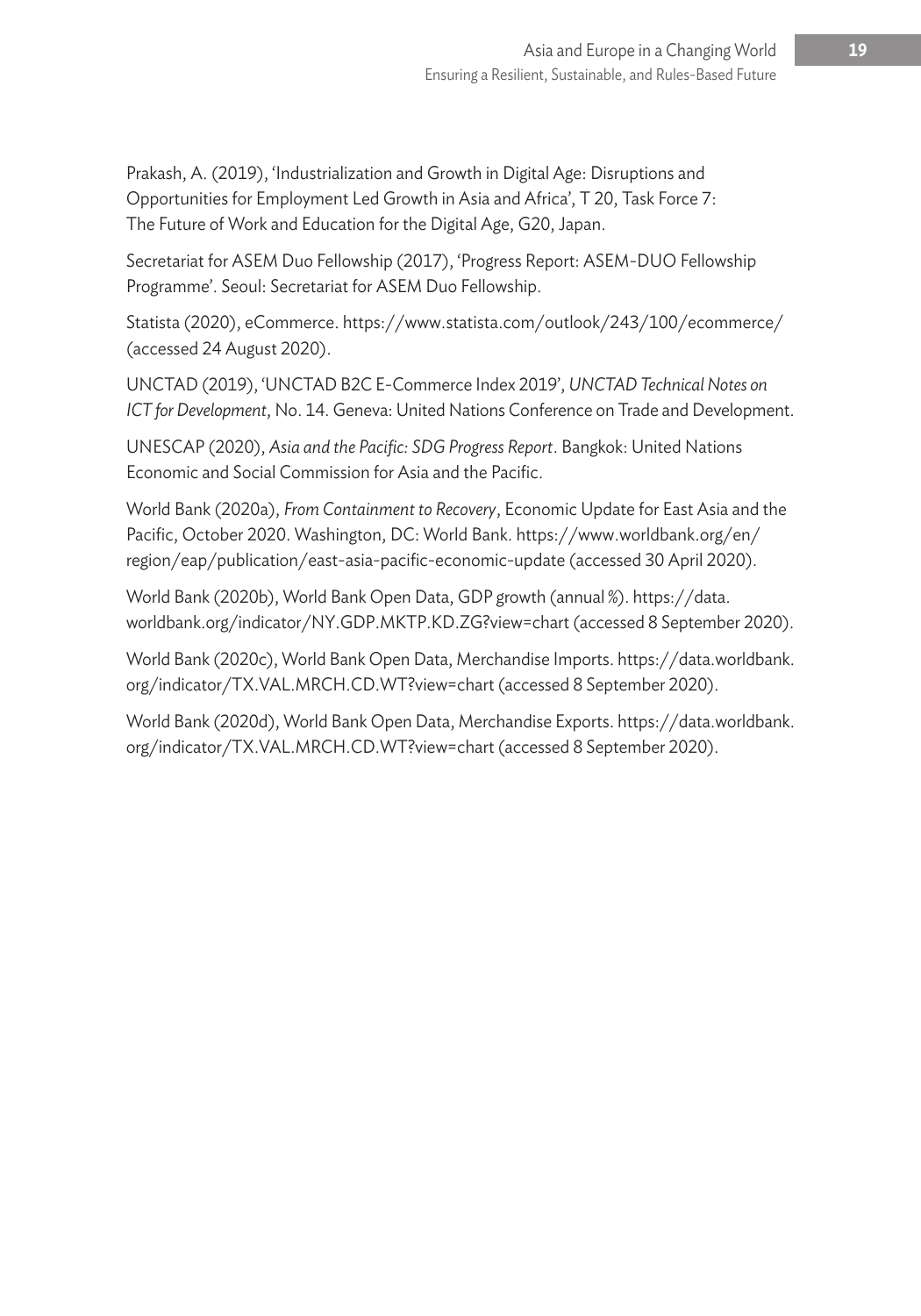Prakash, A. (2019), 'Industrialization and Growth in Digital Age: Disruptions and Opportunities for Employment Led Growth in Asia and Africa', T 20, Task Force 7: The Future of Work and Education for the Digital Age, G20, Japan.

Secretariat for ASEM Duo Fellowship (2017), 'Progress Report: ASEM-DUO Fellowship Programme'. Seoul: Secretariat for ASEM Duo Fellowship.

Statista (2020), eCommerce. https://www.statista.com/outlook/243/100/ecommerce/ (accessed 24 August 2020).

UNCTAD (2019), 'UNCTAD B2C E-Commerce Index 2019', *UNCTAD Technical Notes on ICT for Development*, No. 14. Geneva: United Nations Conference on Trade and Development.

UNESCAP (2020), *Asia and the Pacific: SDG Progress Report*. Bangkok: United Nations Economic and Social Commission for Asia and the Pacific.

World Bank (2020a), *From Containment to Recovery*, Economic Update for East Asia and the Pacific, October 2020. Washington, DC: World Bank. https://www.worldbank.org/en/region/eap/publication/east-asia-pacific-economic-update (accessed 30 April 2020).

World Bank (2020b), World Bank Open Data, GDP growth (annual %). https://data.worldbank.org/indicator/NY.GDP.MKTP.KD.ZG?view=chart (accessed 8 September 2020).

World Bank (2020c), World Bank Open Data, Merchandise Imports. https://data.worldbank.org/indicator/TX.VAL.MRCH.CD.WT?view=chart (accessed 8 September 2020).

World Bank (2020d), World Bank Open Data, Merchandise Exports. https://data.worldbank.org/indicator/TX.VAL.MRCH.CD.WT?view=chart (accessed 8 September 2020).